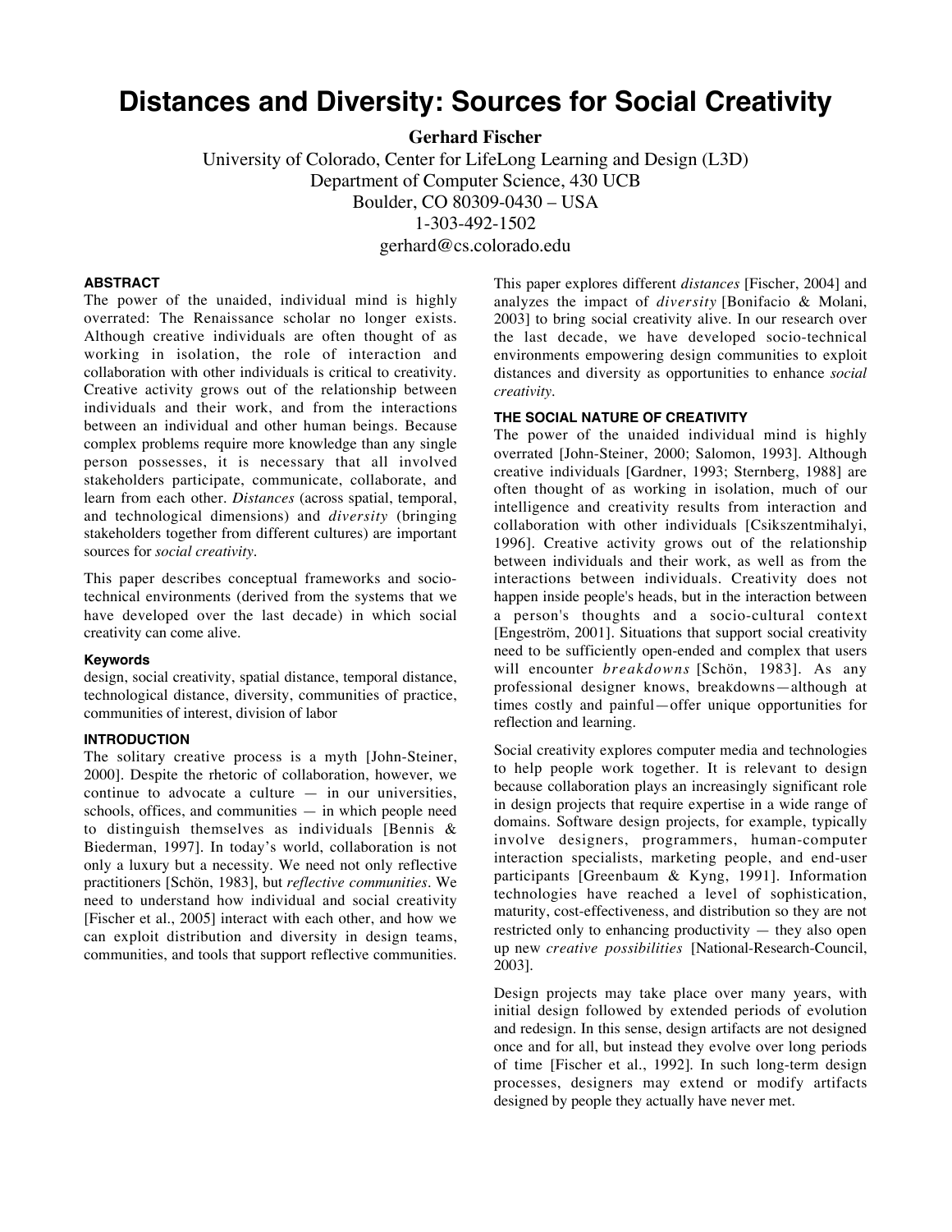# Distances and Diversity: Sources for Social Creativity

**Gerhard Fischer**

University of Colorado, Center for LifeLong Learning and Design (L3D)
Department of Computer Science, 430 UCB
Boulder, CO 80309-0430 – USA
1-303-492-1502
gerhard@cs.colorado.edu

## ABSTRACT

The power of the unaided, individual mind is highly overrated: The Renaissance scholar no longer exists. Although creative individuals are often thought of as working in isolation, the role of interaction and collaboration with other individuals is critical to creativity. Creative activity grows out of the relationship between individuals and their work, and from the interactions between an individual and other human beings. Because complex problems require more knowledge than any single person possesses, it is necessary that all involved stakeholders participate, communicate, collaborate, and learn from each other. *Distances* (across spatial, temporal, and technological dimensions) and *diversity* (bringing stakeholders together from different cultures) are important sources for *social creativity*.

This paper describes conceptual frameworks and socio-technical environments (derived from the systems that we have developed over the last decade) in which social creativity can come alive.

### Keywords

design, social creativity, spatial distance, temporal distance, technological distance, diversity, communities of practice, communities of interest, division of labor

## INTRODUCTION

The solitary creative process is a myth [John-Steiner, 2000]. Despite the rhetoric of collaboration, however, we continue to advocate a culture — in our universities, schools, offices, and communities — in which people need to distinguish themselves as individuals [Bennis & Biederman, 1997]. In today's world, collaboration is not only a luxury but a necessity. We need not only reflective practitioners [Schön, 1983], but *reflective communities*. We need to understand how individual and social creativity [Fischer et al., 2005] interact with each other, and how we can exploit distribution and diversity in design teams, communities, and tools that support reflective communities.

This paper explores different *distances* [Fischer, 2004] and analyzes the impact of *diversity* [Bonifacio & Molani, 2003] to bring social creativity alive. In our research over the last decade, we have developed socio-technical environments empowering design communities to exploit distances and diversity as opportunities to enhance *social creativity*.

## THE SOCIAL NATURE OF CREATIVITY

The power of the unaided individual mind is highly overrated [John-Steiner, 2000; Salomon, 1993]. Although creative individuals [Gardner, 1993; Sternberg, 1988] are often thought of as working in isolation, much of our intelligence and creativity results from interaction and collaboration with other individuals [Csikszentmihalyi, 1996]. Creative activity grows out of the relationship between individuals and their work, as well as from the interactions between individuals. Creativity does not happen inside people's heads, but in the interaction between a person's thoughts and a socio-cultural context [Engeström, 2001]. Situations that support social creativity need to be sufficiently open-ended and complex that users will encounter *breakdowns* [Schön, 1983]. As any professional designer knows, breakdowns—although at times costly and painful—offer unique opportunities for reflection and learning.

Social creativity explores computer media and technologies to help people work together. It is relevant to design because collaboration plays an increasingly significant role in design projects that require expertise in a wide range of domains. Software design projects, for example, typically involve designers, programmers, human-computer interaction specialists, marketing people, and end-user participants [Greenbaum & Kyng, 1991]. Information technologies have reached a level of sophistication, maturity, cost-effectiveness, and distribution so they are not restricted only to enhancing productivity — they also open up new *creative possibilities* [National-Research-Council, 2003].

Design projects may take place over many years, with initial design followed by extended periods of evolution and redesign. In this sense, design artifacts are not designed once and for all, but instead they evolve over long periods of time [Fischer et al., 1992]. In such long-term design processes, designers may extend or modify artifacts designed by people they actually have never met.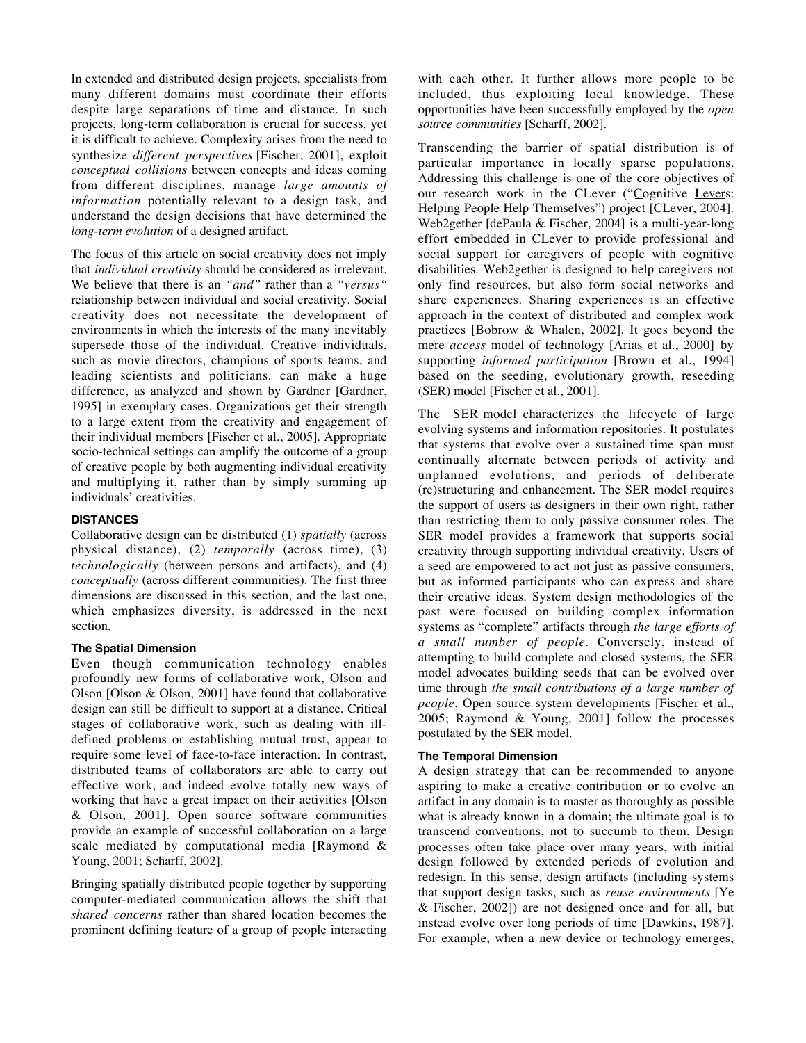In extended and distributed design projects, specialists from many different domains must coordinate their efforts despite large separations of time and distance. In such projects, long-term collaboration is crucial for success, yet it is difficult to achieve. Complexity arises from the need to synthesize *different perspectives* [Fischer, 2001], exploit *conceptual collisions* between concepts and ideas coming from different disciplines, manage *large amounts of information* potentially relevant to a design task, and understand the design decisions that have determined the *long-term evolution* of a designed artifact.

The focus of this article on social creativity does not imply that *individual creativity* should be considered as irrelevant. We believe that there is an *"and"* rather than a *"versus"* relationship between individual and social creativity. Social creativity does not necessitate the development of environments in which the interests of the many inevitably supersede those of the individual. Creative individuals, such as movie directors, champions of sports teams, and leading scientists and politicians. can make a huge difference, as analyzed and shown by Gardner [Gardner, 1995] in exemplary cases. Organizations get their strength to a large extent from the creativity and engagement of their individual members [Fischer et al., 2005]. Appropriate socio-technical settings can amplify the outcome of a group of creative people by both augmenting individual creativity and multiplying it, rather than by simply summing up individuals' creativities.

## DISTANCES

Collaborative design can be distributed (1) *spatially* (across physical distance), (2) *temporally* (across time), (3) *technologically* (between persons and artifacts), and (4) *conceptually* (across different communities). The first three dimensions are discussed in this section, and the last one, which emphasizes diversity, is addressed in the next section.

### The Spatial Dimension

Even though communication technology enables profoundly new forms of collaborative work, Olson and Olson [Olson & Olson, 2001] have found that collaborative design can still be difficult to support at a distance. Critical stages of collaborative work, such as dealing with ill-defined problems or establishing mutual trust, appear to require some level of face-to-face interaction. In contrast, distributed teams of collaborators are able to carry out effective work, and indeed evolve totally new ways of working that have a great impact on their activities [Olson & Olson, 2001]. Open source software communities provide an example of successful collaboration on a large scale mediated by computational media [Raymond & Young, 2001; Scharff, 2002].

Bringing spatially distributed people together by supporting computer-mediated communication allows the shift that *shared concerns* rather than shared location becomes the prominent defining feature of a group of people interacting with each other. It further allows more people to be included, thus exploiting local knowledge. These opportunities have been successfully employed by the *open source communities* [Scharff, 2002].

Transcending the barrier of spatial distribution is of particular importance in locally sparse populations. Addressing this challenge is one of the core objectives of our research work in the CLever ("Cognitive Levers: Helping People Help Themselves") project [CLever, 2004]. Web2gether [dePaula & Fischer, 2004] is a multi-year-long effort embedded in CLever to provide professional and social support for caregivers of people with cognitive disabilities. Web2gether is designed to help caregivers not only find resources, but also form social networks and share experiences. Sharing experiences is an effective approach in the context of distributed and complex work practices [Bobrow & Whalen, 2002]. It goes beyond the mere *access* model of technology [Arias et al., 2000] by supporting *informed participation* [Brown et al., 1994] based on the seeding, evolutionary growth, reseeding (SER) model [Fischer et al., 2001].

The SER model characterizes the lifecycle of large evolving systems and information repositories. It postulates that systems that evolve over a sustained time span must continually alternate between periods of activity and unplanned evolutions, and periods of deliberate (re)structuring and enhancement. The SER model requires the support of users as designers in their own right, rather than restricting them to only passive consumer roles. The SER model provides a framework that supports social creativity through supporting individual creativity. Users of a seed are empowered to act not just as passive consumers, but as informed participants who can express and share their creative ideas. System design methodologies of the past were focused on building complex information systems as "complete" artifacts through *the large efforts of a small number of people*. Conversely, instead of attempting to build complete and closed systems, the SER model advocates building seeds that can be evolved over time through *the small contributions of a large number of people*. Open source system developments [Fischer et al., 2005; Raymond & Young, 2001] follow the processes postulated by the SER model.

### The Temporal Dimension

A design strategy that can be recommended to anyone aspiring to make a creative contribution or to evolve an artifact in any domain is to master as thoroughly as possible what is already known in a domain; the ultimate goal is to transcend conventions, not to succumb to them. Design processes often take place over many years, with initial design followed by extended periods of evolution and redesign. In this sense, design artifacts (including systems that support design tasks, such as *reuse environments* [Ye & Fischer, 2002]) are not designed once and for all, but instead evolve over long periods of time [Dawkins, 1987]. For example, when a new device or technology emerges,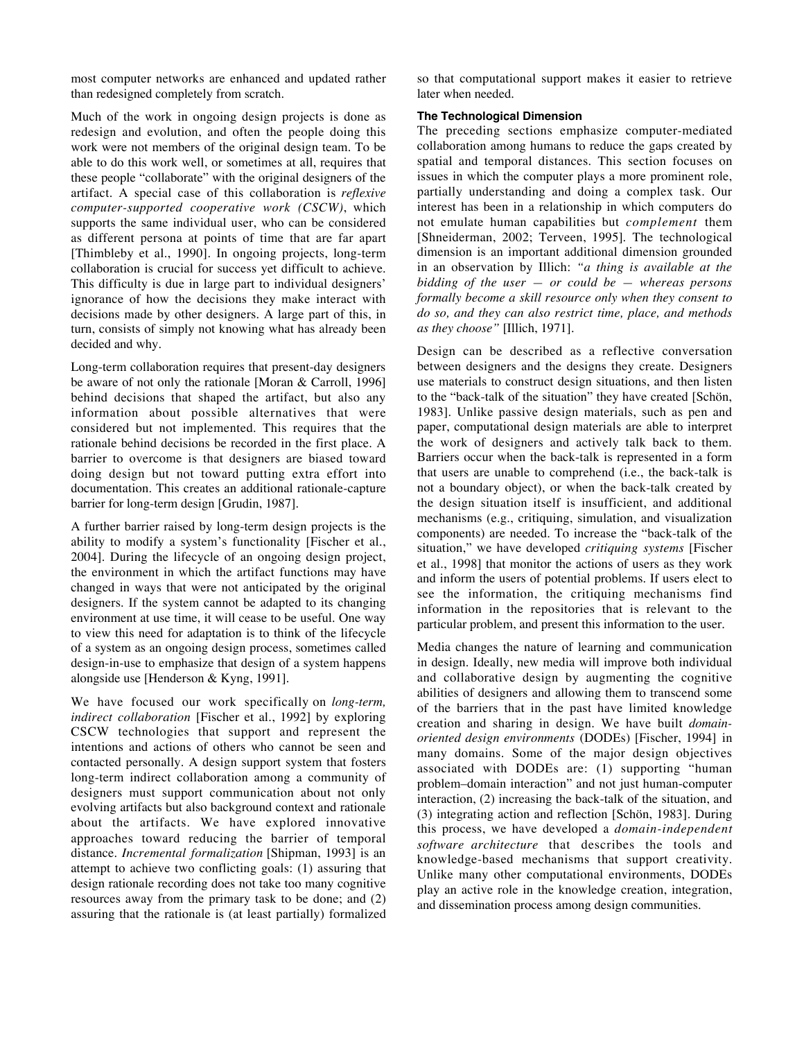most computer networks are enhanced and updated rather than redesigned completely from scratch.

Much of the work in ongoing design projects is done as redesign and evolution, and often the people doing this work were not members of the original design team. To be able to do this work well, or sometimes at all, requires that these people "collaborate" with the original designers of the artifact. A special case of this collaboration is *reflexive computer-supported cooperative work (CSCW)*, which supports the same individual user, who can be considered as different persona at points of time that are far apart [Thimbleby et al., 1990]. In ongoing projects, long-term collaboration is crucial for success yet difficult to achieve. This difficulty is due in large part to individual designers' ignorance of how the decisions they make interact with decisions made by other designers. A large part of this, in turn, consists of simply not knowing what has already been decided and why.

Long-term collaboration requires that present-day designers be aware of not only the rationale [Moran & Carroll, 1996] behind decisions that shaped the artifact, but also any information about possible alternatives that were considered but not implemented. This requires that the rationale behind decisions be recorded in the first place. A barrier to overcome is that designers are biased toward doing design but not toward putting extra effort into documentation. This creates an additional rationale-capture barrier for long-term design [Grudin, 1987].

A further barrier raised by long-term design projects is the ability to modify a system's functionality [Fischer et al., 2004]. During the lifecycle of an ongoing design project, the environment in which the artifact functions may have changed in ways that were not anticipated by the original designers. If the system cannot be adapted to its changing environment at use time, it will cease to be useful. One way to view this need for adaptation is to think of the lifecycle of a system as an ongoing design process, sometimes called design-in-use to emphasize that design of a system happens alongside use [Henderson & Kyng, 1991].

We have focused our work specifically on *long-term, indirect collaboration* [Fischer et al., 1992] by exploring CSCW technologies that support and represent the intentions and actions of others who cannot be seen and contacted personally. A design support system that fosters long-term indirect collaboration among a community of designers must support communication about not only evolving artifacts but also background context and rationale about the artifacts. We have explored innovative approaches toward reducing the barrier of temporal distance. *Incremental formalization* [Shipman, 1993] is an attempt to achieve two conflicting goals: (1) assuring that design rationale recording does not take too many cognitive resources away from the primary task to be done; and (2) assuring that the rationale is (at least partially) formalized so that computational support makes it easier to retrieve later when needed.

### The Technological Dimension

The preceding sections emphasize computer-mediated collaboration among humans to reduce the gaps created by spatial and temporal distances. This section focuses on issues in which the computer plays a more prominent role, partially understanding and doing a complex task. Our interest has been in a relationship in which computers do not emulate human capabilities but *complement* them [Shneiderman, 2002; Terveen, 1995]. The technological dimension is an important additional dimension grounded in an observation by Illich: *"a thing is available at the bidding of the user — or could be — whereas persons formally become a skill resource only when they consent to do so, and they can also restrict time, place, and methods as they choose"* [Illich, 1971].

Design can be described as a reflective conversation between designers and the designs they create. Designers use materials to construct design situations, and then listen to the "back-talk of the situation" they have created [Schön, 1983]. Unlike passive design materials, such as pen and paper, computational design materials are able to interpret the work of designers and actively talk back to them. Barriers occur when the back-talk is represented in a form that users are unable to comprehend (i.e., the back-talk is not a boundary object), or when the back-talk created by the design situation itself is insufficient, and additional mechanisms (e.g., critiquing, simulation, and visualization components) are needed. To increase the "back-talk of the situation," we have developed *critiquing systems* [Fischer et al., 1998] that monitor the actions of users as they work and inform the users of potential problems. If users elect to see the information, the critiquing mechanisms find information in the repositories that is relevant to the particular problem, and present this information to the user.

Media changes the nature of learning and communication in design. Ideally, new media will improve both individual and collaborative design by augmenting the cognitive abilities of designers and allowing them to transcend some of the barriers that in the past have limited knowledge creation and sharing in design. We have built *domain-oriented design environments* (DODEs) [Fischer, 1994] in many domains. Some of the major design objectives associated with DODEs are: (1) supporting "human problem–domain interaction" and not just human-computer interaction, (2) increasing the back-talk of the situation, and (3) integrating action and reflection [Schön, 1983]. During this process, we have developed a *domain-independent software architecture* that describes the tools and knowledge-based mechanisms that support creativity. Unlike many other computational environments, DODEs play an active role in the knowledge creation, integration, and dissemination process among design communities.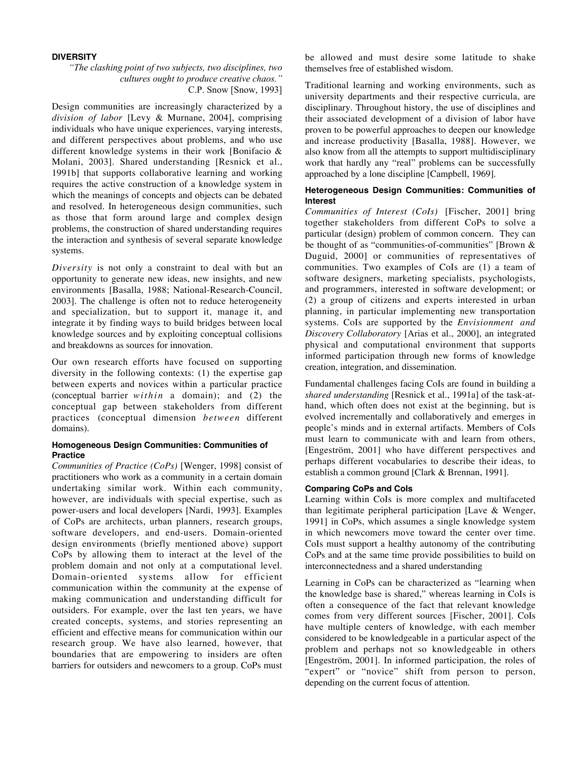## DIVERSITY

> *"The clashing point of two subjects, two disciplines, two cultures ought to produce creative chaos."*
> C.P. Snow [Snow, 1993]

Design communities are increasingly characterized by a *division of labor* [Levy & Murnane, 2004], comprising individuals who have unique experiences, varying interests, and different perspectives about problems, and who use different knowledge systems in their work [Bonifacio & Molani, 2003]. Shared understanding [Resnick et al., 1991b] that supports collaborative learning and working requires the active construction of a knowledge system in which the meanings of concepts and objects can be debated and resolved. In heterogeneous design communities, such as those that form around large and complex design problems, the construction of shared understanding requires the interaction and synthesis of several separate knowledge systems.

*Diversity* is not only a constraint to deal with but an opportunity to generate new ideas, new insights, and new environments [Basalla, 1988; National-Research-Council, 2003]. The challenge is often not to reduce heterogeneity and specialization, but to support it, manage it, and integrate it by finding ways to build bridges between local knowledge sources and by exploiting conceptual collisions and breakdowns as sources for innovation.

Our own research efforts have focused on supporting diversity in the following contexts: (1) the expertise gap between experts and novices within a particular practice (conceptual barrier *within* a domain); and (2) the conceptual gap between stakeholders from different practices (conceptual dimension *between* different domains).

### Homogeneous Design Communities: Communities of Practice

*Communities of Practice (CoPs)* [Wenger, 1998] consist of practitioners who work as a community in a certain domain undertaking similar work. Within each community, however, are individuals with special expertise, such as power-users and local developers [Nardi, 1993]. Examples of CoPs are architects, urban planners, research groups, software developers, and end-users. Domain-oriented design environments (briefly mentioned above) support CoPs by allowing them to interact at the level of the problem domain and not only at a computational level. Domain-oriented systems allow for efficient communication within the community at the expense of making communication and understanding difficult for outsiders. For example, over the last ten years, we have created concepts, systems, and stories representing an efficient and effective means for communication within our research group. We have also learned, however, that boundaries that are empowering to insiders are often barriers for outsiders and newcomers to a group. CoPs must be allowed and must desire some latitude to shake themselves free of established wisdom.

Traditional learning and working environments, such as university departments and their respective curricula, are disciplinary. Throughout history, the use of disciplines and their associated development of a division of labor have proven to be powerful approaches to deepen our knowledge and increase productivity [Basalla, 1988]. However, we also know from all the attempts to support multidisciplinary work that hardly any "real" problems can be successfully approached by a lone discipline [Campbell, 1969].

### Heterogeneous Design Communities: Communities of Interest

*Communities of Interest (CoIs)* [Fischer, 2001] bring together stakeholders from different CoPs to solve a particular (design) problem of common concern. They can be thought of as "communities-of-communities" [Brown & Duguid, 2000] or communities of representatives of communities. Two examples of CoIs are (1) a team of software designers, marketing specialists, psychologists, and programmers, interested in software development; or (2) a group of citizens and experts interested in urban planning, in particular implementing new transportation systems. CoIs are supported by the *Envisionment and Discovery Collaboratory* [Arias et al., 2000], an integrated physical and computational environment that supports informed participation through new forms of knowledge creation, integration, and dissemination.

Fundamental challenges facing CoIs are found in building a *shared understanding* [Resnick et al., 1991a] of the task-at-hand, which often does not exist at the beginning, but is evolved incrementally and collaboratively and emerges in people's minds and in external artifacts. Members of CoIs must learn to communicate with and learn from others, [Engeström, 2001] who have different perspectives and perhaps different vocabularies to describe their ideas, to establish a common ground [Clark & Brennan, 1991].

### Comparing CoPs and CoIs

Learning within CoIs is more complex and multifaceted than legitimate peripheral participation [Lave & Wenger, 1991] in CoPs, which assumes a single knowledge system in which newcomers move toward the center over time. CoIs must support a healthy autonomy of the contributing CoPs and at the same time provide possibilities to build on interconnectedness and a shared understanding

Learning in CoPs can be characterized as "learning when the knowledge base is shared," whereas learning in CoIs is often a consequence of the fact that relevant knowledge comes from very different sources [Fischer, 2001]. CoIs have multiple centers of knowledge, with each member considered to be knowledgeable in a particular aspect of the problem and perhaps not so knowledgeable in others [Engeström, 2001]. In informed participation, the roles of "expert" or "novice" shift from person to person, depending on the current focus of attention.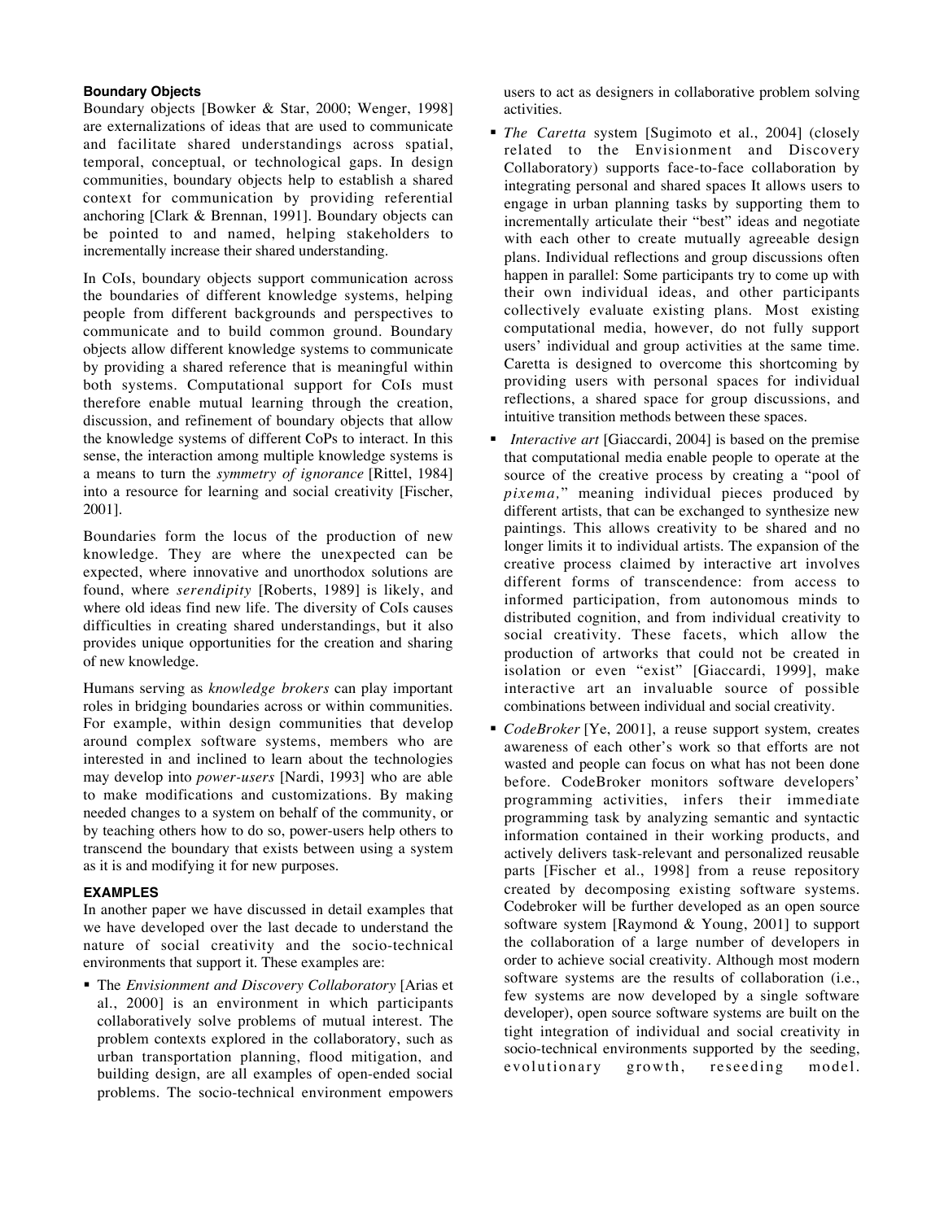### Boundary Objects

Boundary objects [Bowker & Star, 2000; Wenger, 1998] are externalizations of ideas that are used to communicate and facilitate shared understandings across spatial, temporal, conceptual, or technological gaps. In design communities, boundary objects help to establish a shared context for communication by providing referential anchoring [Clark & Brennan, 1991]. Boundary objects can be pointed to and named, helping stakeholders to incrementally increase their shared understanding.

In CoIs, boundary objects support communication across the boundaries of different knowledge systems, helping people from different backgrounds and perspectives to communicate and to build common ground. Boundary objects allow different knowledge systems to communicate by providing a shared reference that is meaningful within both systems. Computational support for CoIs must therefore enable mutual learning through the creation, discussion, and refinement of boundary objects that allow the knowledge systems of different CoPs to interact. In this sense, the interaction among multiple knowledge systems is a means to turn the *symmetry of ignorance* [Rittel, 1984] into a resource for learning and social creativity [Fischer, 2001].

Boundaries form the locus of the production of new knowledge. They are where the unexpected can be expected, where innovative and unorthodox solutions are found, where *serendipity* [Roberts, 1989] is likely, and where old ideas find new life. The diversity of CoIs causes difficulties in creating shared understandings, but it also provides unique opportunities for the creation and sharing of new knowledge.

Humans serving as *knowledge brokers* can play important roles in bridging boundaries across or within communities. For example, within design communities that develop around complex software systems, members who are interested in and inclined to learn about the technologies may develop into *power-users* [Nardi, 1993] who are able to make modifications and customizations. By making needed changes to a system on behalf of the community, or by teaching others how to do so, power-users help others to transcend the boundary that exists between using a system as it is and modifying it for new purposes.

## EXAMPLES

In another paper we have discussed in detail examples that we have developed over the last decade to understand the nature of social creativity and the socio-technical environments that support it. These examples are:

- The *Envisionment and Discovery Collaboratory* [Arias et al., 2000] is an environment in which participants collaboratively solve problems of mutual interest. The problem contexts explored in the collaboratory, such as urban transportation planning, flood mitigation, and building design, are all examples of open-ended social problems. The socio-technical environment empowers users to act as designers in collaborative problem solving activities.
- *The Caretta* system [Sugimoto et al., 2004] (closely related to the Envisionment and Discovery Collaboratory) supports face-to-face collaboration by integrating personal and shared spaces It allows users to engage in urban planning tasks by supporting them to incrementally articulate their "best" ideas and negotiate with each other to create mutually agreeable design plans. Individual reflections and group discussions often happen in parallel: Some participants try to come up with their own individual ideas, and other participants collectively evaluate existing plans. Most existing computational media, however, do not fully support users' individual and group activities at the same time. Caretta is designed to overcome this shortcoming by providing users with personal spaces for individual reflections, a shared space for group discussions, and intuitive transition methods between these spaces.
- *Interactive art* [Giaccardi, 2004] is based on the premise that computational media enable people to operate at the source of the creative process by creating a "pool of *pixema,*" meaning individual pieces produced by different artists, that can be exchanged to synthesize new paintings. This allows creativity to be shared and no longer limits it to individual artists. The expansion of the creative process claimed by interactive art involves different forms of transcendence: from access to informed participation, from autonomous minds to distributed cognition, and from individual creativity to social creativity. These facets, which allow the production of artworks that could not be created in isolation or even "exist" [Giaccardi, 1999], make interactive art an invaluable source of possible combinations between individual and social creativity.
- *CodeBroker* [Ye, 2001], a reuse support system, creates awareness of each other's work so that efforts are not wasted and people can focus on what has not been done before. CodeBroker monitors software developers' programming activities, infers their immediate programming task by analyzing semantic and syntactic information contained in their working products, and actively delivers task-relevant and personalized reusable parts [Fischer et al., 1998] from a reuse repository created by decomposing existing software systems. Codebroker will be further developed as an open source software system [Raymond & Young, 2001] to support the collaboration of a large number of developers in order to achieve social creativity. Although most modern software systems are the results of collaboration (i.e., few systems are now developed by a single software developer), open source software systems are built on the tight integration of individual and social creativity in socio-technical environments supported by the seeding, evolutionary growth, reseeding model.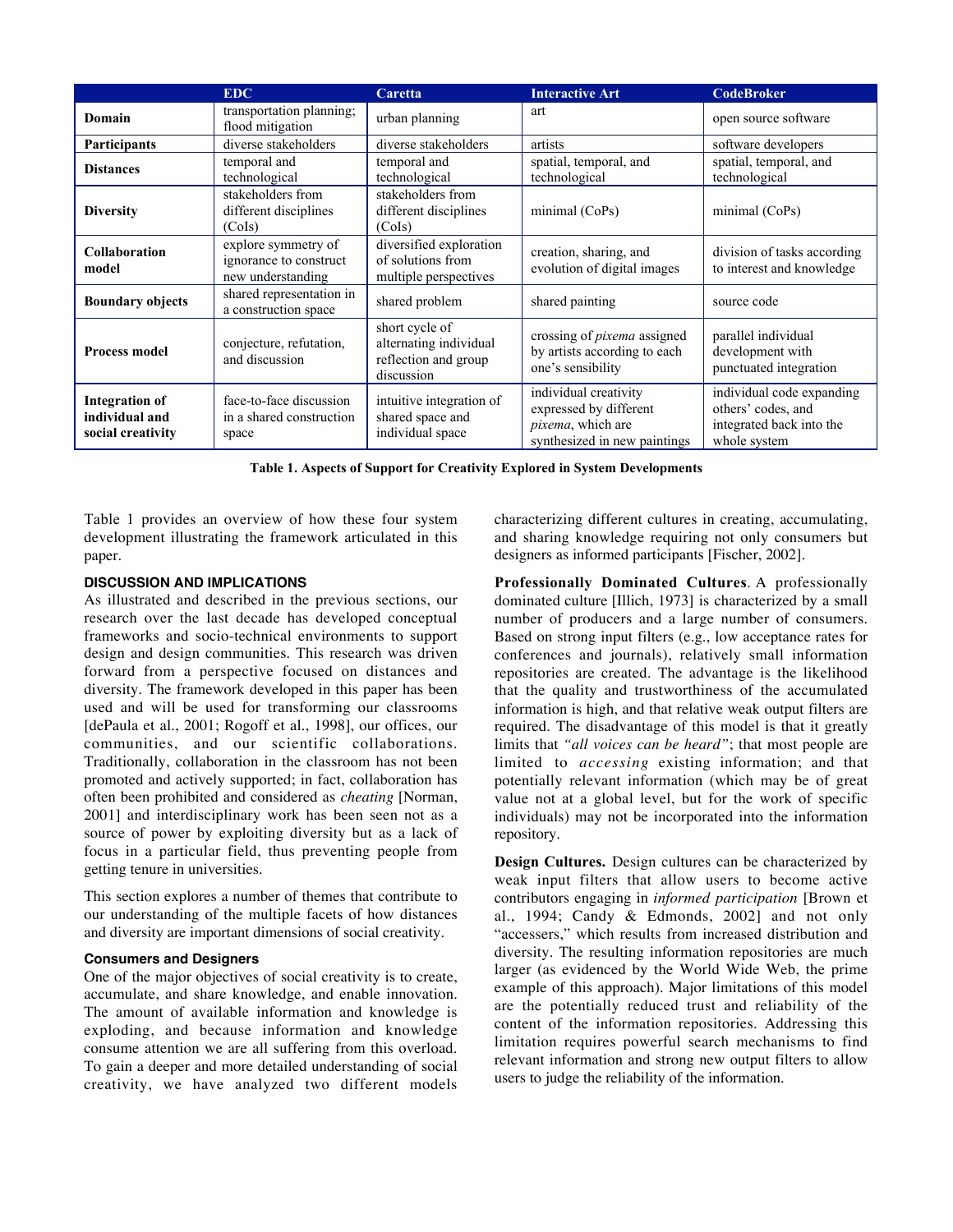| | EDC | Caretta | Interactive Art | CodeBroker |
|---|---|---|---|---|
| **Domain** | transportation planning; flood mitigation | urban planning | art | open source software |
| **Participants** | diverse stakeholders | diverse stakeholders | artists | software developers |
| **Distances** | temporal and technological | temporal and technological | spatial, temporal, and technological | spatial, temporal, and technological |
| **Diversity** | stakeholders from different disciplines (CoIs) | stakeholders from different disciplines (CoIs) | minimal (CoPs) | minimal (CoPs) |
| **Collaboration model** | explore symmetry of ignorance to construct new understanding | diversified exploration of solutions from multiple perspectives | creation, sharing, and evolution of digital images | division of tasks according to interest and knowledge |
| **Boundary objects** | shared representation in a construction space | shared problem | shared painting | source code |
| **Process model** | conjecture, refutation, and discussion | short cycle of alternating individual reflection and group discussion | crossing of *pixema* assigned by artists according to each one's sensibility | parallel individual development with punctuated integration |
| **Integration of individual and social creativity** | face-to-face discussion in a shared construction space | intuitive integration of shared space and individual space | individual creativity expressed by different *pixema*, which are synthesized in new paintings | individual code expanding others' codes, and integrated back into the whole system |

**Table 1. Aspects of Support for Creativity Explored in System Developments**

Table 1 provides an overview of how these four system development illustrating the framework articulated in this paper.

## DISCUSSION AND IMPLICATIONS

As illustrated and described in the previous sections, our research over the last decade has developed conceptual frameworks and socio-technical environments to support design and design communities. This research was driven forward from a perspective focused on distances and diversity. The framework developed in this paper has been used and will be used for transforming our classrooms [dePaula et al., 2001; Rogoff et al., 1998], our offices, our communities, and our scientific collaborations. Traditionally, collaboration in the classroom has not been promoted and actively supported; in fact, collaboration has often been prohibited and considered as *cheating* [Norman, 2001] and interdisciplinary work has been seen not as a source of power by exploiting diversity but as a lack of focus in a particular field, thus preventing people from getting tenure in universities.

This section explores a number of themes that contribute to our understanding of the multiple facets of how distances and diversity are important dimensions of social creativity.

### Consumers and Designers

One of the major objectives of social creativity is to create, accumulate, and share knowledge, and enable innovation. The amount of available information and knowledge is exploding, and because information and knowledge consume attention we are all suffering from this overload. To gain a deeper and more detailed understanding of social creativity, we have analyzed two different models characterizing different cultures in creating, accumulating, and sharing knowledge requiring not only consumers but designers as informed participants [Fischer, 2002].

**Professionally Dominated Cultures**. A professionally dominated culture [Illich, 1973] is characterized by a small number of producers and a large number of consumers. Based on strong input filters (e.g., low acceptance rates for conferences and journals), relatively small information repositories are created. The advantage is the likelihood that the quality and trustworthiness of the accumulated information is high, and that relative weak output filters are required. The disadvantage of this model is that it greatly limits that *"all voices can be heard"*; that most people are limited to *accessing* existing information; and that potentially relevant information (which may be of great value not at a global level, but for the work of specific individuals) may not be incorporated into the information repository.

**Design Cultures.** Design cultures can be characterized by weak input filters that allow users to become active contributors engaging in *informed participation* [Brown et al., 1994; Candy & Edmonds, 2002] and not only "accessers," which results from increased distribution and diversity. The resulting information repositories are much larger (as evidenced by the World Wide Web, the prime example of this approach). Major limitations of this model are the potentially reduced trust and reliability of the content of the information repositories. Addressing this limitation requires powerful search mechanisms to find relevant information and strong new output filters to allow users to judge the reliability of the information.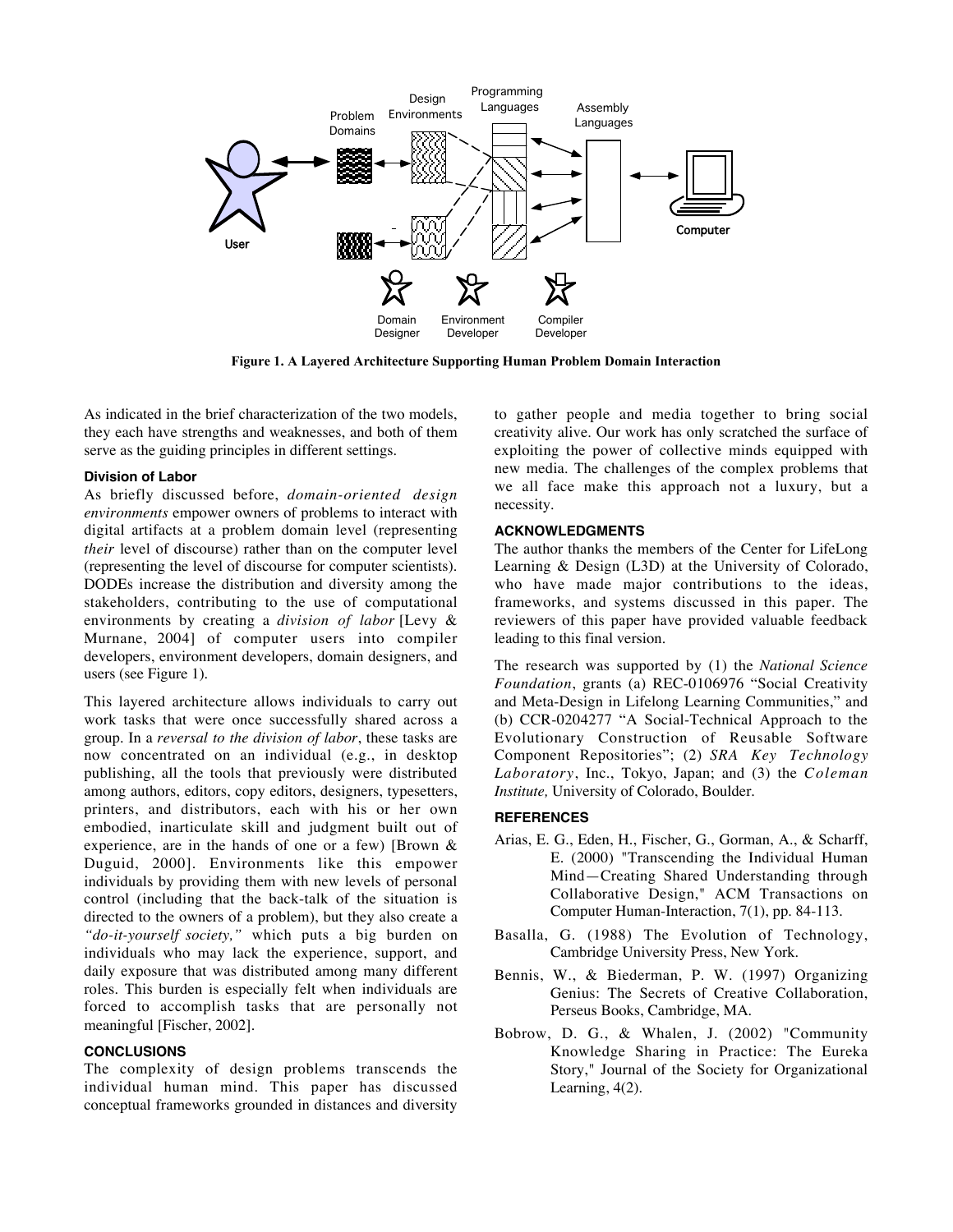**Figure 1. A Layered Architecture Supporting Human Problem Domain Interaction**

As indicated in the brief characterization of the two models, they each have strengths and weaknesses, and both of them serve as the guiding principles in different settings.

### Division of Labor

As briefly discussed before, *domain-oriented design environments* empower owners of problems to interact with digital artifacts at a problem domain level (representing *their* level of discourse) rather than on the computer level (representing the level of discourse for computer scientists). DODEs increase the distribution and diversity among the stakeholders, contributing to the use of computational environments by creating a *division of labor* [Levy & Murnane, 2004] of computer users into compiler developers, environment developers, domain designers, and users (see Figure 1).

This layered architecture allows individuals to carry out work tasks that were once successfully shared across a group. In a *reversal to the division of labor*, these tasks are now concentrated on an individual (e.g., in desktop publishing, all the tools that previously were distributed among authors, editors, copy editors, designers, typesetters, printers, and distributors, each with his or her own embodied, inarticulate skill and judgment built out of experience, are in the hands of one or a few) [Brown & Duguid, 2000]. Environments like this empower individuals by providing them with new levels of personal control (including that the back-talk of the situation is directed to the owners of a problem), but they also create a *"do-it-yourself society,"* which puts a big burden on individuals who may lack the experience, support, and daily exposure that was distributed among many different roles. This burden is especially felt when individuals are forced to accomplish tasks that are personally not meaningful [Fischer, 2002].

## CONCLUSIONS

The complexity of design problems transcends the individual human mind. This paper has discussed conceptual frameworks grounded in distances and diversity to gather people and media together to bring social creativity alive. Our work has only scratched the surface of exploiting the power of collective minds equipped with new media. The challenges of the complex problems that we all face make this approach not a luxury, but a necessity.

## ACKNOWLEDGMENTS

The author thanks the members of the Center for LifeLong Learning & Design (L3D) at the University of Colorado, who have made major contributions to the ideas, frameworks, and systems discussed in this paper. The reviewers of this paper have provided valuable feedback leading to this final version.

The research was supported by (1) the *National Science Foundation*, grants (a) REC-0106976 "Social Creativity and Meta-Design in Lifelong Learning Communities," and (b) CCR-0204277 "A Social-Technical Approach to the Evolutionary Construction of Reusable Software Component Repositories"; (2) *SRA Key Technology Laboratory*, Inc., Tokyo, Japan; and (3) the *Coleman Institute,* University of Colorado, Boulder.

## REFERENCES

Arias, E. G., Eden, H., Fischer, G., Gorman, A., & Scharff, E. (2000) "Transcending the Individual Human Mind—Creating Shared Understanding through Collaborative Design," ACM Transactions on Computer Human-Interaction, 7(1), pp. 84-113.

Basalla, G. (1988) The Evolution of Technology, Cambridge University Press, New York.

Bennis, W., & Biederman, P. W. (1997) Organizing Genius: The Secrets of Creative Collaboration, Perseus Books, Cambridge, MA.

Bobrow, D. G., & Whalen, J. (2002) "Community Knowledge Sharing in Practice: The Eureka Story," Journal of the Society for Organizational Learning, 4(2).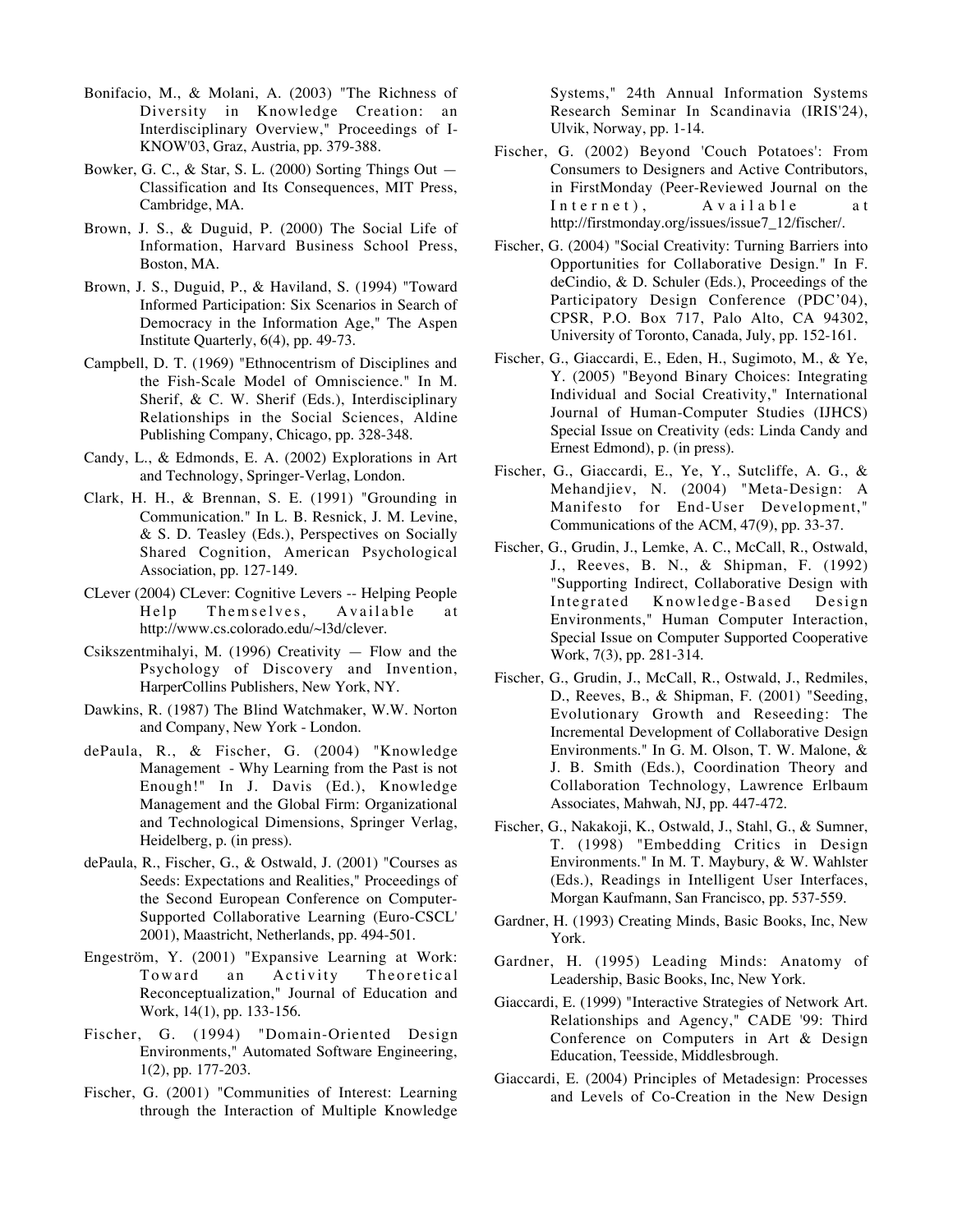Bonifacio, M., & Molani, A. (2003) "The Richness of Diversity in Knowledge Creation: an Interdisciplinary Overview," Proceedings of I-KNOW'03, Graz, Austria, pp. 379-388.

Bowker, G. C., & Star, S. L. (2000) Sorting Things Out — Classification and Its Consequences, MIT Press, Cambridge, MA.

Brown, J. S., & Duguid, P. (2000) The Social Life of Information, Harvard Business School Press, Boston, MA.

Brown, J. S., Duguid, P., & Haviland, S. (1994) "Toward Informed Participation: Six Scenarios in Search of Democracy in the Information Age," The Aspen Institute Quarterly, 6(4), pp. 49-73.

Campbell, D. T. (1969) "Ethnocentrism of Disciplines and the Fish-Scale Model of Omniscience." In M. Sherif, & C. W. Sherif (Eds.), Interdisciplinary Relationships in the Social Sciences, Aldine Publishing Company, Chicago, pp. 328-348.

Candy, L., & Edmonds, E. A. (2002) Explorations in Art and Technology, Springer-Verlag, London.

Clark, H. H., & Brennan, S. E. (1991) "Grounding in Communication." In L. B. Resnick, J. M. Levine, & S. D. Teasley (Eds.), Perspectives on Socially Shared Cognition, American Psychological Association, pp. 127-149.

CLever (2004) CLever: Cognitive Levers -- Helping People Help Themselves, Available at http://www.cs.colorado.edu/~l3d/clever.

Csikszentmihalyi, M. (1996) Creativity — Flow and the Psychology of Discovery and Invention, HarperCollins Publishers, New York, NY.

Dawkins, R. (1987) The Blind Watchmaker, W.W. Norton and Company, New York - London.

dePaula, R., & Fischer, G. (2004) "Knowledge Management - Why Learning from the Past is not Enough!" In J. Davis (Ed.), Knowledge Management and the Global Firm: Organizational and Technological Dimensions, Springer Verlag, Heidelberg, p. (in press).

dePaula, R., Fischer, G., & Ostwald, J. (2001) "Courses as Seeds: Expectations and Realities," Proceedings of the Second European Conference on Computer-Supported Collaborative Learning (Euro-CSCL' 2001), Maastricht, Netherlands, pp. 494-501.

Engeström, Y. (2001) "Expansive Learning at Work: Toward an Activity Theoretical Reconceptualization," Journal of Education and Work, 14(1), pp. 133-156.

Fischer, G. (1994) "Domain-Oriented Design Environments," Automated Software Engineering, 1(2), pp. 177-203.

Fischer, G. (2001) "Communities of Interest: Learning through the Interaction of Multiple Knowledge Systems," 24th Annual Information Systems Research Seminar In Scandinavia (IRIS'24), Ulvik, Norway, pp. 1-14.

Fischer, G. (2002) Beyond 'Couch Potatoes': From Consumers to Designers and Active Contributors, in FirstMonday (Peer-Reviewed Journal on the Internet), Available at http://firstmonday.org/issues/issue7_12/fischer/.

Fischer, G. (2004) "Social Creativity: Turning Barriers into Opportunities for Collaborative Design." In F. deCindio, & D. Schuler (Eds.), Proceedings of the Participatory Design Conference (PDC'04), CPSR, P.O. Box 717, Palo Alto, CA 94302, University of Toronto, Canada, July, pp. 152-161.

Fischer, G., Giaccardi, E., Eden, H., Sugimoto, M., & Ye, Y. (2005) "Beyond Binary Choices: Integrating Individual and Social Creativity," International Journal of Human-Computer Studies (IJHCS) Special Issue on Creativity (eds: Linda Candy and Ernest Edmond), p. (in press).

Fischer, G., Giaccardi, E., Ye, Y., Sutcliffe, A. G., & Mehandjiev, N. (2004) "Meta-Design: A Manifesto for End-User Development," Communications of the ACM, 47(9), pp. 33-37.

Fischer, G., Grudin, J., Lemke, A. C., McCall, R., Ostwald, J., Reeves, B. N., & Shipman, F. (1992) "Supporting Indirect, Collaborative Design with Integrated Knowledge-Based Design Environments," Human Computer Interaction, Special Issue on Computer Supported Cooperative Work, 7(3), pp. 281-314.

Fischer, G., Grudin, J., McCall, R., Ostwald, J., Redmiles, D., Reeves, B., & Shipman, F. (2001) "Seeding, Evolutionary Growth and Reseeding: The Incremental Development of Collaborative Design Environments." In G. M. Olson, T. W. Malone, & J. B. Smith (Eds.), Coordination Theory and Collaboration Technology, Lawrence Erlbaum Associates, Mahwah, NJ, pp. 447-472.

Fischer, G., Nakakoji, K., Ostwald, J., Stahl, G., & Sumner, T. (1998) "Embedding Critics in Design Environments." In M. T. Maybury, & W. Wahlster (Eds.), Readings in Intelligent User Interfaces, Morgan Kaufmann, San Francisco, pp. 537-559.

Gardner, H. (1993) Creating Minds, Basic Books, Inc, New York.

Gardner, H. (1995) Leading Minds: Anatomy of Leadership, Basic Books, Inc, New York.

Giaccardi, E. (1999) "Interactive Strategies of Network Art. Relationships and Agency," CADE '99: Third Conference on Computers in Art & Design Education, Teesside, Middlesbrough.

Giaccardi, E. (2004) Principles of Metadesign: Processes and Levels of Co-Creation in the New Design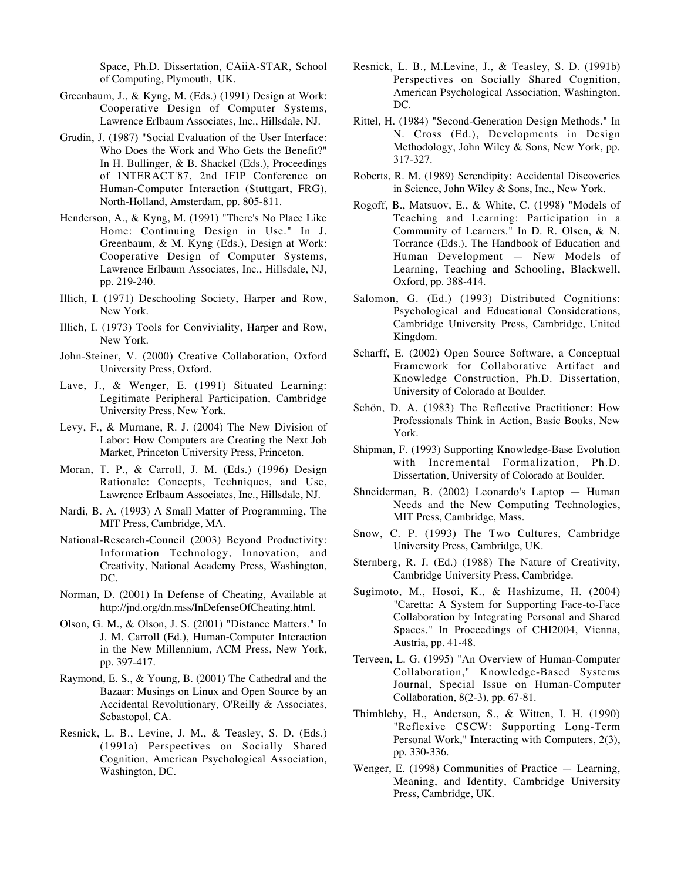Space, Ph.D. Dissertation, CAiiA-STAR, School of Computing, Plymouth, UK.

Greenbaum, J., & Kyng, M. (Eds.) (1991) Design at Work: Cooperative Design of Computer Systems, Lawrence Erlbaum Associates, Inc., Hillsdale, NJ.

Grudin, J. (1987) "Social Evaluation of the User Interface: Who Does the Work and Who Gets the Benefit?" In H. Bullinger, & B. Shackel (Eds.), Proceedings of INTERACT'87, 2nd IFIP Conference on Human-Computer Interaction (Stuttgart, FRG), North-Holland, Amsterdam, pp. 805-811.

Henderson, A., & Kyng, M. (1991) "There's No Place Like Home: Continuing Design in Use." In J. Greenbaum, & M. Kyng (Eds.), Design at Work: Cooperative Design of Computer Systems, Lawrence Erlbaum Associates, Inc., Hillsdale, NJ, pp. 219-240.

Illich, I. (1971) Deschooling Society, Harper and Row, New York.

Illich, I. (1973) Tools for Conviviality, Harper and Row, New York.

John-Steiner, V. (2000) Creative Collaboration, Oxford University Press, Oxford.

Lave, J., & Wenger, E. (1991) Situated Learning: Legitimate Peripheral Participation, Cambridge University Press, New York.

Levy, F., & Murnane, R. J. (2004) The New Division of Labor: How Computers are Creating the Next Job Market, Princeton University Press, Princeton.

Moran, T. P., & Carroll, J. M. (Eds.) (1996) Design Rationale: Concepts, Techniques, and Use, Lawrence Erlbaum Associates, Inc., Hillsdale, NJ.

Nardi, B. A. (1993) A Small Matter of Programming, The MIT Press, Cambridge, MA.

National-Research-Council (2003) Beyond Productivity: Information Technology, Innovation, and Creativity, National Academy Press, Washington, DC.

Norman, D. (2001) In Defense of Cheating, Available at http://jnd.org/dn.mss/InDefenseOfCheating.html.

Olson, G. M., & Olson, J. S. (2001) "Distance Matters." In J. M. Carroll (Ed.), Human-Computer Interaction in the New Millennium, ACM Press, New York, pp. 397-417.

Raymond, E. S., & Young, B. (2001) The Cathedral and the Bazaar: Musings on Linux and Open Source by an Accidental Revolutionary, O'Reilly & Associates, Sebastopol, CA.

Resnick, L. B., Levine, J. M., & Teasley, S. D. (Eds.) (1991a) Perspectives on Socially Shared Cognition, American Psychological Association, Washington, DC.

Resnick, L. B., M.Levine, J., & Teasley, S. D. (1991b) Perspectives on Socially Shared Cognition, American Psychological Association, Washington, DC.

Rittel, H. (1984) "Second-Generation Design Methods." In N. Cross (Ed.), Developments in Design Methodology, John Wiley & Sons, New York, pp. 317-327.

Roberts, R. M. (1989) Serendipity: Accidental Discoveries in Science, John Wiley & Sons, Inc., New York.

Rogoff, B., Matsuov, E., & White, C. (1998) "Models of Teaching and Learning: Participation in a Community of Learners." In D. R. Olsen, & N. Torrance (Eds.), The Handbook of Education and Human Development — New Models of Learning, Teaching and Schooling, Blackwell, Oxford, pp. 388-414.

Salomon, G. (Ed.) (1993) Distributed Cognitions: Psychological and Educational Considerations, Cambridge University Press, Cambridge, United Kingdom.

Scharff, E. (2002) Open Source Software, a Conceptual Framework for Collaborative Artifact and Knowledge Construction, Ph.D. Dissertation, University of Colorado at Boulder.

Schön, D. A. (1983) The Reflective Practitioner: How Professionals Think in Action, Basic Books, New York.

Shipman, F. (1993) Supporting Knowledge-Base Evolution with Incremental Formalization, Ph.D. Dissertation, University of Colorado at Boulder.

Shneiderman, B. (2002) Leonardo's Laptop — Human Needs and the New Computing Technologies, MIT Press, Cambridge, Mass.

Snow, C. P. (1993) The Two Cultures, Cambridge University Press, Cambridge, UK.

Sternberg, R. J. (Ed.) (1988) The Nature of Creativity, Cambridge University Press, Cambridge.

Sugimoto, M., Hosoi, K., & Hashizume, H. (2004) "Caretta: A System for Supporting Face-to-Face Collaboration by Integrating Personal and Shared Spaces." In Proceedings of CHI2004, Vienna, Austria, pp. 41-48.

Terveen, L. G. (1995) "An Overview of Human-Computer Collaboration," Knowledge-Based Systems Journal, Special Issue on Human-Computer Collaboration, 8(2-3), pp. 67-81.

Thimbleby, H., Anderson, S., & Witten, I. H. (1990) "Reflexive CSCW: Supporting Long-Term Personal Work," Interacting with Computers, 2(3), pp. 330-336.

Wenger, E. (1998) Communities of Practice — Learning, Meaning, and Identity, Cambridge University Press, Cambridge, UK.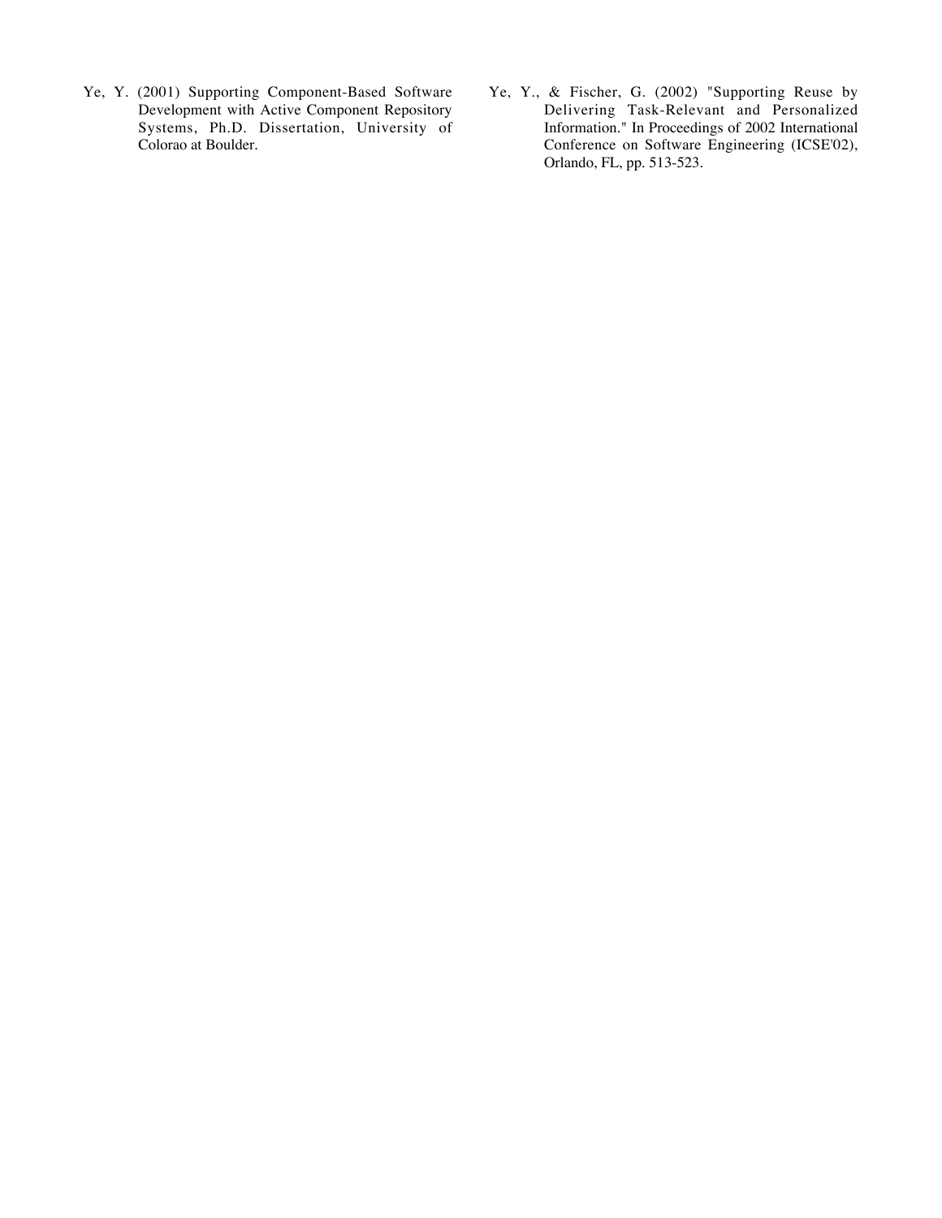Ye, Y. (2001) Supporting Component-Based Software Development with Active Component Repository Systems, Ph.D. Dissertation, University of Colorao at Boulder.

Ye, Y., & Fischer, G. (2002) "Supporting Reuse by Delivering Task-Relevant and Personalized Information." In Proceedings of 2002 International Conference on Software Engineering (ICSE'02), Orlando, FL, pp. 513-523.